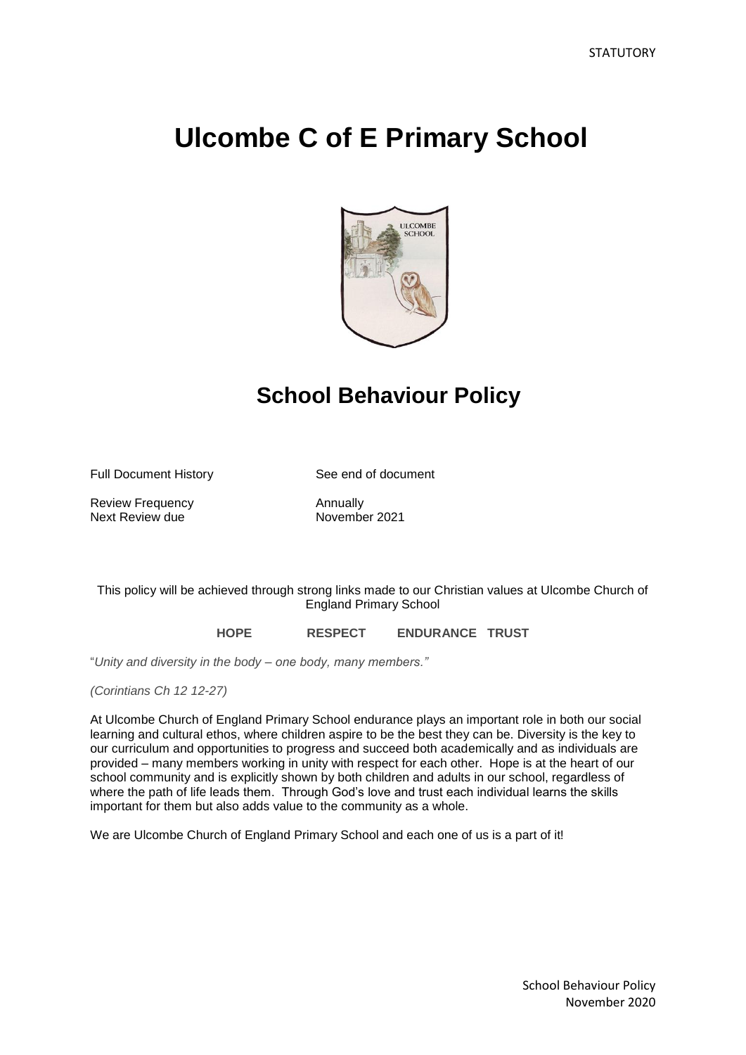STATUTORY

# Ulcombe C of E Primary School

## School Behaviour Policy

| | |
|---|---|
| Full Document History | See end of document |
| Review Frequency | Annually |
| Next Review due | November 2021 |

This policy will be achieved through strong links made to our Christian values at Ulcombe Church of England Primary School

**HOPE RESPECT ENDURANCE TRUST**

"*Unity and diversity in the body – one body, many members."*

*(Corintians Ch 12 12-27)*

At Ulcombe Church of England Primary School endurance plays an important role in both our social learning and cultural ethos, where children aspire to be the best they can be. Diversity is the key to our curriculum and opportunities to progress and succeed both academically and as individuals are provided – many members working in unity with respect for each other. Hope is at the heart of our school community and is explicitly shown by both children and adults in our school, regardless of where the path of life leads them. Through God's love and trust each individual learns the skills important for them but also adds value to the community as a whole.

We are Ulcombe Church of England Primary School and each one of us is a part of it!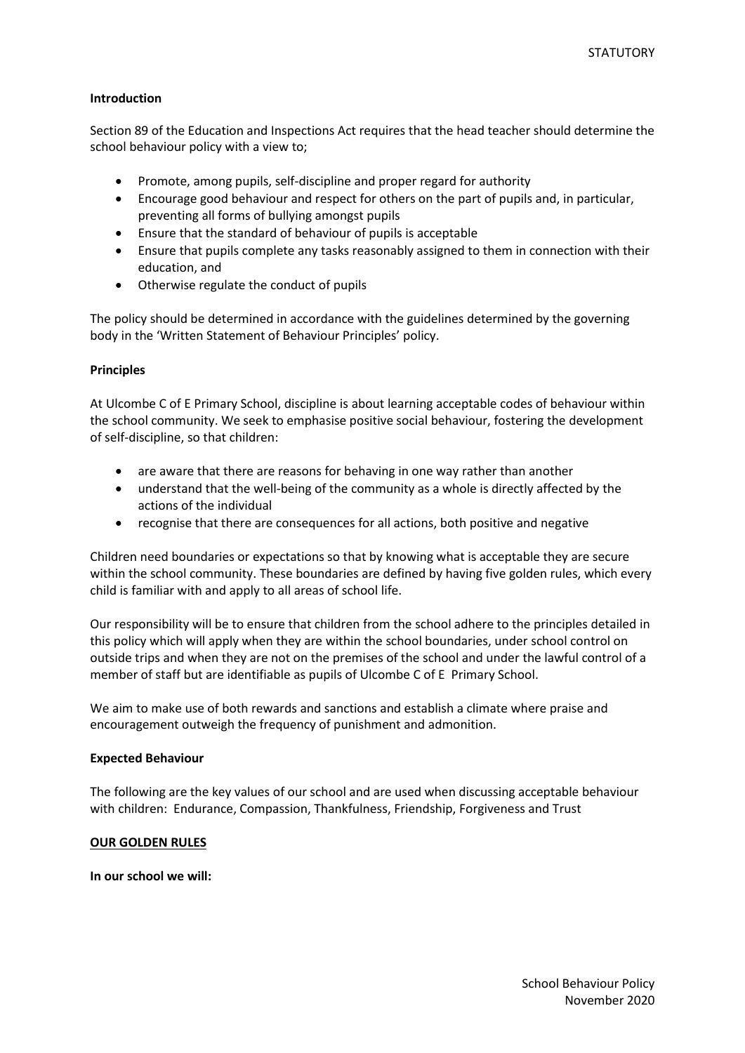**Introduction**

Section 89 of the Education and Inspections Act requires that the head teacher should determine the school behaviour policy with a view to;

- Promote, among pupils, self-discipline and proper regard for authority
- Encourage good behaviour and respect for others on the part of pupils and, in particular, preventing all forms of bullying amongst pupils
- Ensure that the standard of behaviour of pupils is acceptable
- Ensure that pupils complete any tasks reasonably assigned to them in connection with their education, and
- Otherwise regulate the conduct of pupils

The policy should be determined in accordance with the guidelines determined by the governing body in the 'Written Statement of Behaviour Principles' policy.

**Principles**

At Ulcombe C of E Primary School, discipline is about learning acceptable codes of behaviour within the school community. We seek to emphasise positive social behaviour, fostering the development of self-discipline, so that children:

- are aware that there are reasons for behaving in one way rather than another
- understand that the well-being of the community as a whole is directly affected by the actions of the individual
- recognise that there are consequences for all actions, both positive and negative

Children need boundaries or expectations so that by knowing what is acceptable they are secure within the school community. These boundaries are defined by having five golden rules, which every child is familiar with and apply to all areas of school life.

Our responsibility will be to ensure that children from the school adhere to the principles detailed in this policy which will apply when they are within the school boundaries, under school control on outside trips and when they are not on the premises of the school and under the lawful control of a member of staff but are identifiable as pupils of Ulcombe C of E Primary School.

We aim to make use of both rewards and sanctions and establish a climate where praise and encouragement outweigh the frequency of punishment and admonition.

**Expected Behaviour**

The following are the key values of our school and are used when discussing acceptable behaviour with children: Endurance, Compassion, Thankfulness, Friendship, Forgiveness and Trust

**OUR GOLDEN RULES**

**In our school we will:**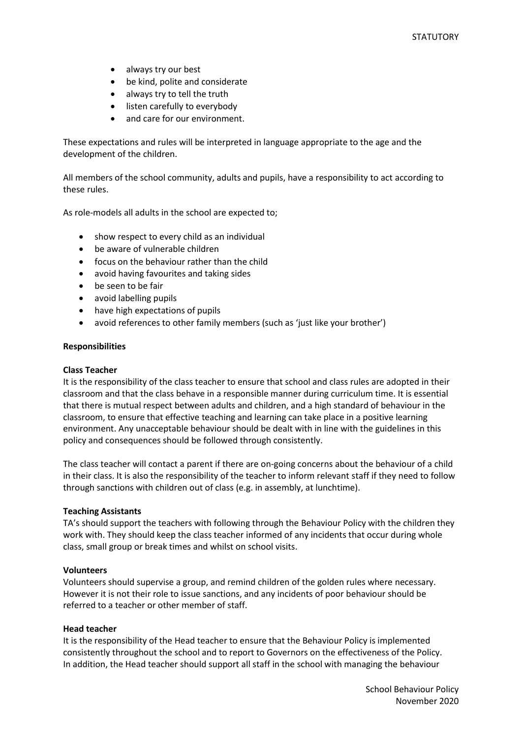- always try our best
- be kind, polite and considerate
- always try to tell the truth
- listen carefully to everybody
- and care for our environment.

These expectations and rules will be interpreted in language appropriate to the age and the development of the children.

All members of the school community, adults and pupils, have a responsibility to act according to these rules.

As role-models all adults in the school are expected to;

- show respect to every child as an individual
- be aware of vulnerable children
- focus on the behaviour rather than the child
- avoid having favourites and taking sides
- be seen to be fair
- avoid labelling pupils
- have high expectations of pupils
- avoid references to other family members (such as 'just like your brother')

**Responsibilities**

**Class Teacher**

It is the responsibility of the class teacher to ensure that school and class rules are adopted in their classroom and that the class behave in a responsible manner during curriculum time. It is essential that there is mutual respect between adults and children, and a high standard of behaviour in the classroom, to ensure that effective teaching and learning can take place in a positive learning environment. Any unacceptable behaviour should be dealt with in line with the guidelines in this policy and consequences should be followed through consistently.

The class teacher will contact a parent if there are on-going concerns about the behaviour of a child in their class. It is also the responsibility of the teacher to inform relevant staff if they need to follow through sanctions with children out of class (e.g. in assembly, at lunchtime).

**Teaching Assistants**

TA's should support the teachers with following through the Behaviour Policy with the children they work with. They should keep the class teacher informed of any incidents that occur during whole class, small group or break times and whilst on school visits.

**Volunteers**

Volunteers should supervise a group, and remind children of the golden rules where necessary. However it is not their role to issue sanctions, and any incidents of poor behaviour should be referred to a teacher or other member of staff.

**Head teacher**

It is the responsibility of the Head teacher to ensure that the Behaviour Policy is implemented consistently throughout the school and to report to Governors on the effectiveness of the Policy. In addition, the Head teacher should support all staff in the school with managing the behaviour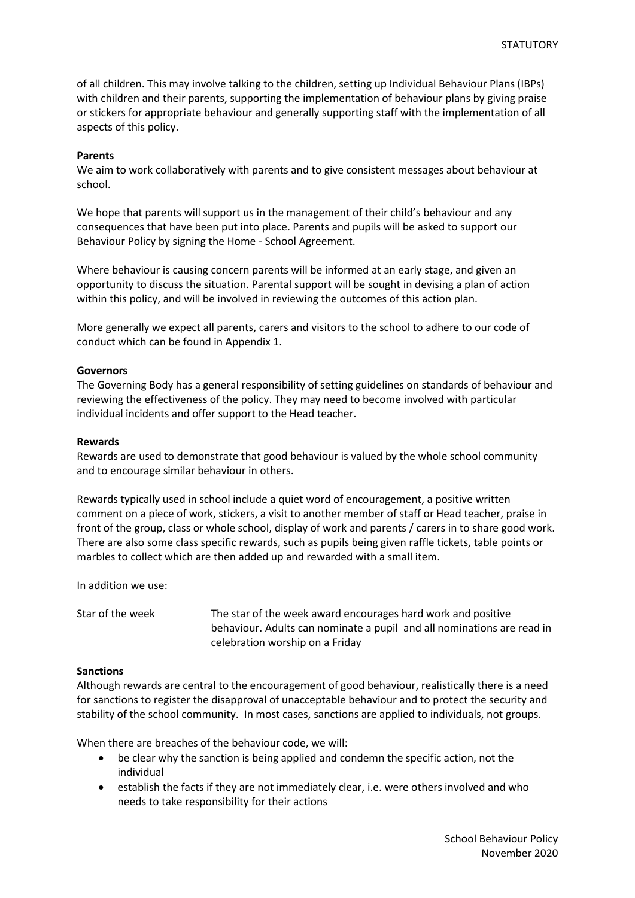of all children. This may involve talking to the children, setting up Individual Behaviour Plans (IBPs) with children and their parents, supporting the implementation of behaviour plans by giving praise or stickers for appropriate behaviour and generally supporting staff with the implementation of all aspects of this policy.

**Parents**
We aim to work collaboratively with parents and to give consistent messages about behaviour at school.

We hope that parents will support us in the management of their child's behaviour and any consequences that have been put into place. Parents and pupils will be asked to support our Behaviour Policy by signing the Home - School Agreement.

Where behaviour is causing concern parents will be informed at an early stage, and given an opportunity to discuss the situation. Parental support will be sought in devising a plan of action within this policy, and will be involved in reviewing the outcomes of this action plan.

More generally we expect all parents, carers and visitors to the school to adhere to our code of conduct which can be found in Appendix 1.

**Governors**
The Governing Body has a general responsibility of setting guidelines on standards of behaviour and reviewing the effectiveness of the policy. They may need to become involved with particular individual incidents and offer support to the Head teacher.

**Rewards**
Rewards are used to demonstrate that good behaviour is valued by the whole school community and to encourage similar behaviour in others.

Rewards typically used in school include a quiet word of encouragement, a positive written comment on a piece of work, stickers, a visit to another member of staff or Head teacher, praise in front of the group, class or whole school, display of work and parents / carers in to share good work. There are also some class specific rewards, such as pupils being given raffle tickets, table points or marbles to collect which are then added up and rewarded with a small item.

In addition we use:

| | |
|---|---|
| Star of the week | The star of the week award encourages hard work and positive behaviour. Adults can nominate a pupil and all nominations are read in celebration worship on a Friday |

**Sanctions**
Although rewards are central to the encouragement of good behaviour, realistically there is a need for sanctions to register the disapproval of unacceptable behaviour and to protect the security and stability of the school community. In most cases, sanctions are applied to individuals, not groups.

When there are breaches of the behaviour code, we will:

- be clear why the sanction is being applied and condemn the specific action, not the individual
- establish the facts if they are not immediately clear, i.e. were others involved and who needs to take responsibility for their actions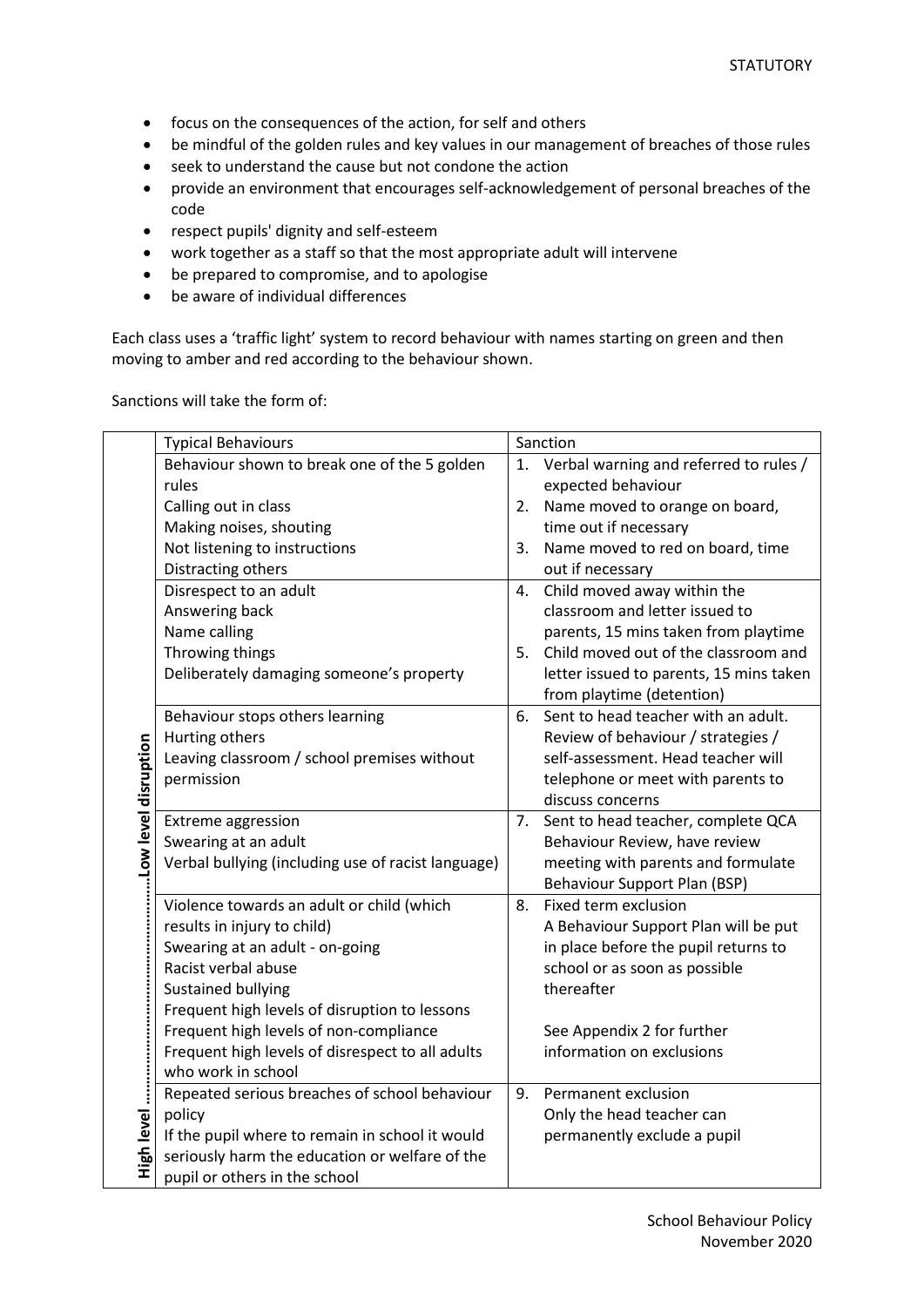- focus on the consequences of the action, for self and others
- be mindful of the golden rules and key values in our management of breaches of those rules
- seek to understand the cause but not condone the action
- provide an environment that encourages self-acknowledgement of personal breaches of the code
- respect pupils' dignity and self-esteem
- work together as a staff so that the most appropriate adult will intervene
- be prepared to compromise, and to apologise
- be aware of individual differences

Each class uses a 'traffic light' system to record behaviour with names starting on green and then moving to amber and red according to the behaviour shown.

Sanctions will take the form of:

| High level ……………………………Low level disruption | Typical Behaviours | Sanction |
|---|---|---|
| | Behaviour shown to break one of the 5 golden rules<br>Calling out in class<br>Making noises, shouting<br>Not listening to instructions<br>Distracting others | 1. Verbal warning and referred to rules / expected behaviour<br>2. Name moved to orange on board, time out if necessary<br>3. Name moved to red on board, time out if necessary |
| | Disrespect to an adult<br>Answering back<br>Name calling<br>Throwing things<br>Deliberately damaging someone's property | 4. Child moved away within the classroom and letter issued to parents, 15 mins taken from playtime<br>5. Child moved out of the classroom and letter issued to parents, 15 mins taken from playtime (detention) |
| | Behaviour stops others learning<br>Hurting others<br>Leaving classroom / school premises without permission | 6. Sent to head teacher with an adult. Review of behaviour / strategies / self-assessment. Head teacher will telephone or meet with parents to discuss concerns |
| | Extreme aggression<br>Swearing at an adult<br>Verbal bullying (including use of racist language) | 7. Sent to head teacher, complete QCA Behaviour Review, have review meeting with parents and formulate Behaviour Support Plan (BSP) |
| | Violence towards an adult or child (which results in injury to child)<br>Swearing at an adult - on-going<br>Racist verbal abuse<br>Sustained bullying<br>Frequent high levels of disruption to lessons<br>Frequent high levels of non-compliance<br>Frequent high levels of disrespect to all adults who work in school | 8. Fixed term exclusion<br>A Behaviour Support Plan will be put in place before the pupil returns to school or as soon as possible thereafter<br><br>See Appendix 2 for further information on exclusions |
| | Repeated serious breaches of school behaviour policy<br>If the pupil where to remain in school it would seriously harm the education or welfare of the pupil or others in the school | 9. Permanent exclusion<br>Only the head teacher can permanently exclude a pupil |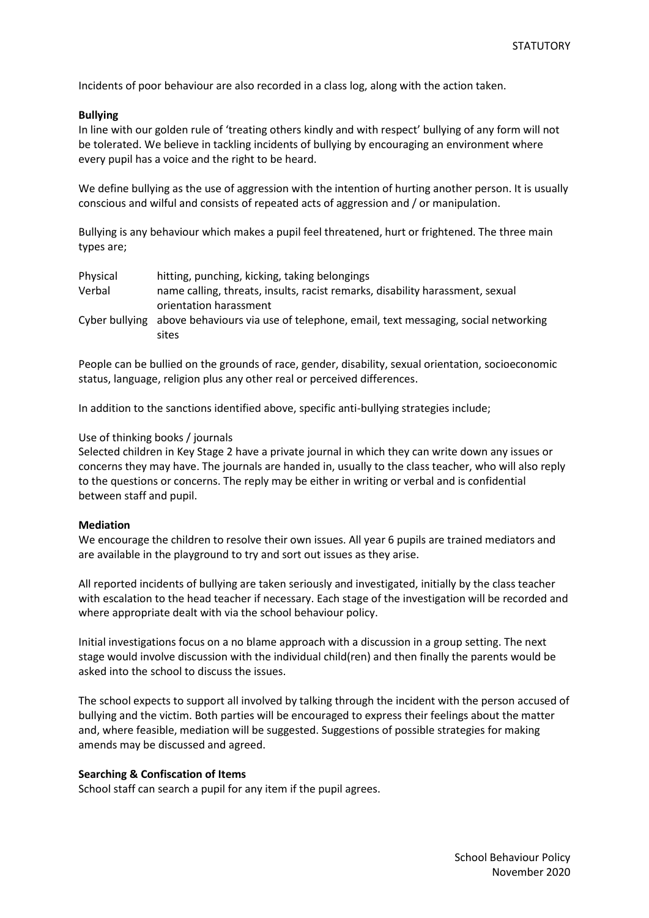Incidents of poor behaviour are also recorded in a class log, along with the action taken.

**Bullying**

In line with our golden rule of 'treating others kindly and with respect' bullying of any form will not be tolerated. We believe in tackling incidents of bullying by encouraging an environment where every pupil has a voice and the right to be heard.

We define bullying as the use of aggression with the intention of hurting another person. It is usually conscious and wilful and consists of repeated acts of aggression and / or manipulation.

Bullying is any behaviour which makes a pupil feel threatened, hurt or frightened. The three main types are;

| | |
|---|---|
| Physical | hitting, punching, kicking, taking belongings |
| Verbal | name calling, threats, insults, racist remarks, disability harassment, sexual orientation harassment |
| Cyber bullying | above behaviours via use of telephone, email, text messaging, social networking sites |

People can be bullied on the grounds of race, gender, disability, sexual orientation, socioeconomic status, language, religion plus any other real or perceived differences.

In addition to the sanctions identified above, specific anti-bullying strategies include;

Use of thinking books / journals

Selected children in Key Stage 2 have a private journal in which they can write down any issues or concerns they may have. The journals are handed in, usually to the class teacher, who will also reply to the questions or concerns. The reply may be either in writing or verbal and is confidential between staff and pupil.

**Mediation**

We encourage the children to resolve their own issues. All year 6 pupils are trained mediators and are available in the playground to try and sort out issues as they arise.

All reported incidents of bullying are taken seriously and investigated, initially by the class teacher with escalation to the head teacher if necessary. Each stage of the investigation will be recorded and where appropriate dealt with via the school behaviour policy.

Initial investigations focus on a no blame approach with a discussion in a group setting. The next stage would involve discussion with the individual child(ren) and then finally the parents would be asked into the school to discuss the issues.

The school expects to support all involved by talking through the incident with the person accused of bullying and the victim. Both parties will be encouraged to express their feelings about the matter and, where feasible, mediation will be suggested. Suggestions of possible strategies for making amends may be discussed and agreed.

**Searching & Confiscation of Items**

School staff can search a pupil for any item if the pupil agrees.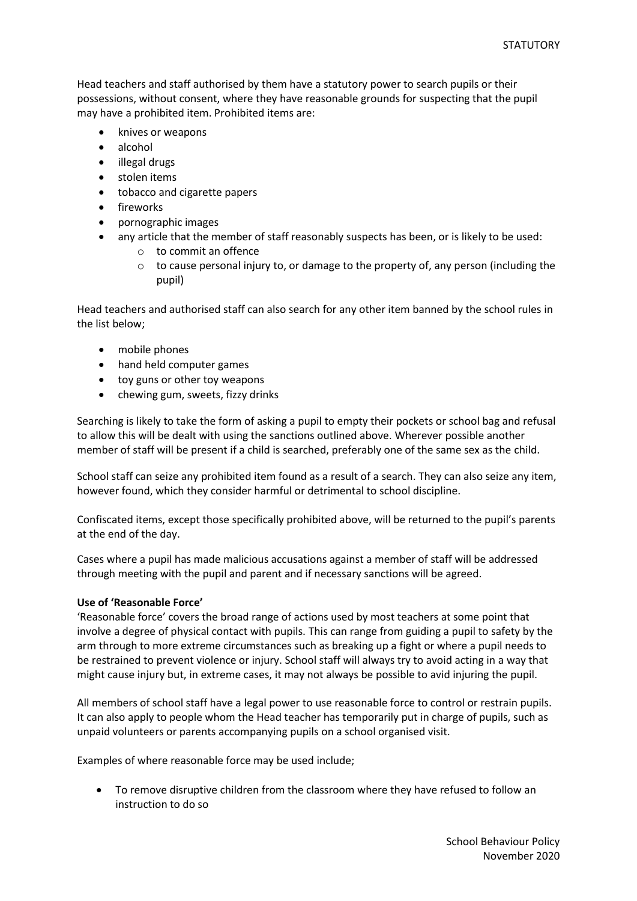Head teachers and staff authorised by them have a statutory power to search pupils or their possessions, without consent, where they have reasonable grounds for suspecting that the pupil may have a prohibited item. Prohibited items are:

- knives or weapons
- alcohol
- illegal drugs
- stolen items
- tobacco and cigarette papers
- fireworks
- pornographic images
- any article that the member of staff reasonably suspects has been, or is likely to be used:
    - to commit an offence
    - to cause personal injury to, or damage to the property of, any person (including the pupil)

Head teachers and authorised staff can also search for any other item banned by the school rules in the list below;

- mobile phones
- hand held computer games
- toy guns or other toy weapons
- chewing gum, sweets, fizzy drinks

Searching is likely to take the form of asking a pupil to empty their pockets or school bag and refusal to allow this will be dealt with using the sanctions outlined above. Wherever possible another member of staff will be present if a child is searched, preferably one of the same sex as the child.

School staff can seize any prohibited item found as a result of a search. They can also seize any item, however found, which they consider harmful or detrimental to school discipline.

Confiscated items, except those specifically prohibited above, will be returned to the pupil's parents at the end of the day.

Cases where a pupil has made malicious accusations against a member of staff will be addressed through meeting with the pupil and parent and if necessary sanctions will be agreed.

**Use of 'Reasonable Force'**

'Reasonable force' covers the broad range of actions used by most teachers at some point that involve a degree of physical contact with pupils. This can range from guiding a pupil to safety by the arm through to more extreme circumstances such as breaking up a fight or where a pupil needs to be restrained to prevent violence or injury. School staff will always try to avoid acting in a way that might cause injury but, in extreme cases, it may not always be possible to avid injuring the pupil.

All members of school staff have a legal power to use reasonable force to control or restrain pupils. It can also apply to people whom the Head teacher has temporarily put in charge of pupils, such as unpaid volunteers or parents accompanying pupils on a school organised visit.

Examples of where reasonable force may be used include;

- To remove disruptive children from the classroom where they have refused to follow an instruction to do so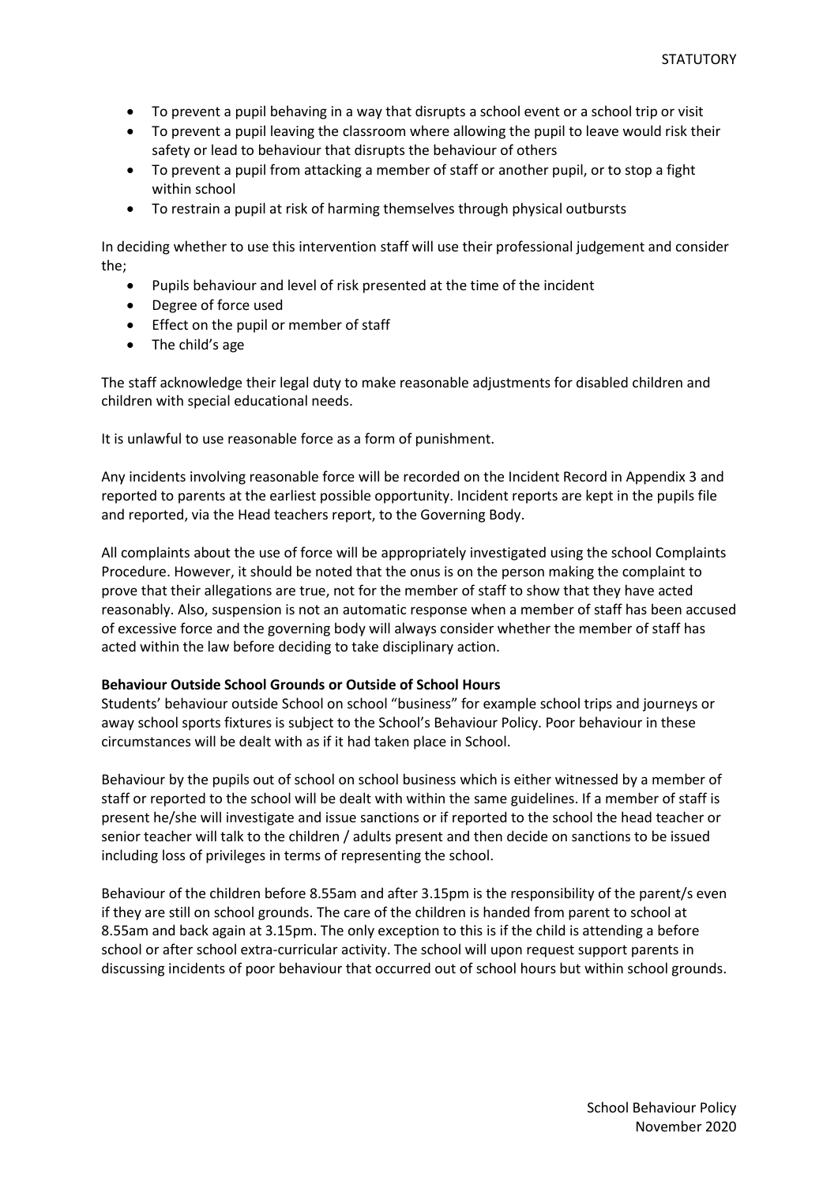- To prevent a pupil behaving in a way that disrupts a school event or a school trip or visit
- To prevent a pupil leaving the classroom where allowing the pupil to leave would risk their safety or lead to behaviour that disrupts the behaviour of others
- To prevent a pupil from attacking a member of staff or another pupil, or to stop a fight within school
- To restrain a pupil at risk of harming themselves through physical outbursts

In deciding whether to use this intervention staff will use their professional judgement and consider the;

- Pupils behaviour and level of risk presented at the time of the incident
- Degree of force used
- Effect on the pupil or member of staff
- The child's age

The staff acknowledge their legal duty to make reasonable adjustments for disabled children and children with special educational needs.

It is unlawful to use reasonable force as a form of punishment.

Any incidents involving reasonable force will be recorded on the Incident Record in Appendix 3 and reported to parents at the earliest possible opportunity. Incident reports are kept in the pupils file and reported, via the Head teachers report, to the Governing Body.

All complaints about the use of force will be appropriately investigated using the school Complaints Procedure. However, it should be noted that the onus is on the person making the complaint to prove that their allegations are true, not for the member of staff to show that they have acted reasonably. Also, suspension is not an automatic response when a member of staff has been accused of excessive force and the governing body will always consider whether the member of staff has acted within the law before deciding to take disciplinary action.

**Behaviour Outside School Grounds or Outside of School Hours**

Students' behaviour outside School on school "business" for example school trips and journeys or away school sports fixtures is subject to the School's Behaviour Policy. Poor behaviour in these circumstances will be dealt with as if it had taken place in School.

Behaviour by the pupils out of school on school business which is either witnessed by a member of staff or reported to the school will be dealt with within the same guidelines. If a member of staff is present he/she will investigate and issue sanctions or if reported to the school the head teacher or senior teacher will talk to the children / adults present and then decide on sanctions to be issued including loss of privileges in terms of representing the school.

Behaviour of the children before 8.55am and after 3.15pm is the responsibility of the parent/s even if they are still on school grounds. The care of the children is handed from parent to school at 8.55am and back again at 3.15pm. The only exception to this is if the child is attending a before school or after school extra-curricular activity. The school will upon request support parents in discussing incidents of poor behaviour that occurred out of school hours but within school grounds.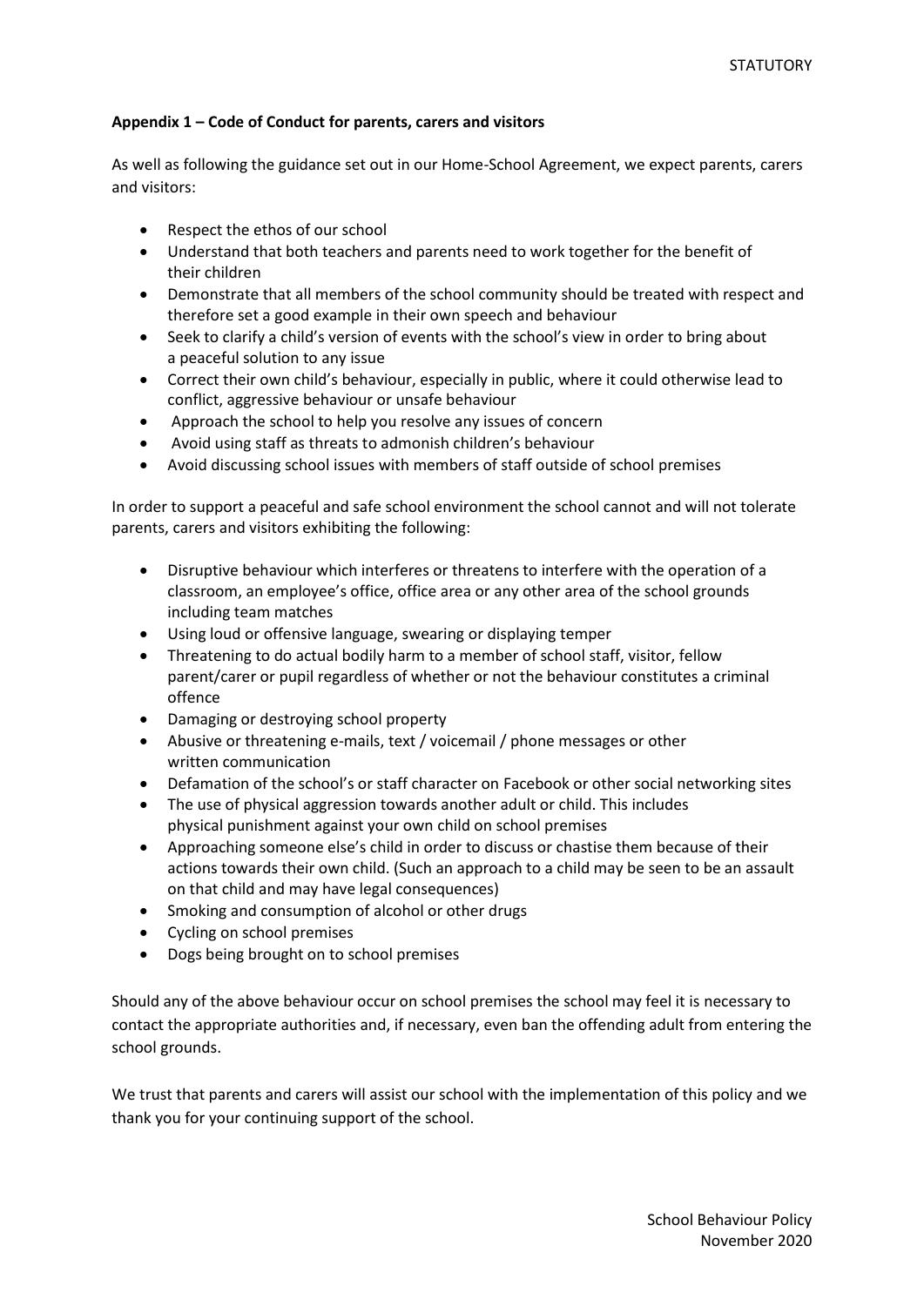**Appendix 1 – Code of Conduct for parents, carers and visitors**

As well as following the guidance set out in our Home-School Agreement, we expect parents, carers and visitors:

- Respect the ethos of our school
- Understand that both teachers and parents need to work together for the benefit of their children
- Demonstrate that all members of the school community should be treated with respect and therefore set a good example in their own speech and behaviour
- Seek to clarify a child's version of events with the school's view in order to bring about a peaceful solution to any issue
- Correct their own child's behaviour, especially in public, where it could otherwise lead to conflict, aggressive behaviour or unsafe behaviour
- Approach the school to help you resolve any issues of concern
- Avoid using staff as threats to admonish children's behaviour
- Avoid discussing school issues with members of staff outside of school premises

In order to support a peaceful and safe school environment the school cannot and will not tolerate parents, carers and visitors exhibiting the following:

- Disruptive behaviour which interferes or threatens to interfere with the operation of a classroom, an employee's office, office area or any other area of the school grounds including team matches
- Using loud or offensive language, swearing or displaying temper
- Threatening to do actual bodily harm to a member of school staff, visitor, fellow parent/carer or pupil regardless of whether or not the behaviour constitutes a criminal offence
- Damaging or destroying school property
- Abusive or threatening e-mails, text / voicemail / phone messages or other written communication
- Defamation of the school's or staff character on Facebook or other social networking sites
- The use of physical aggression towards another adult or child. This includes physical punishment against your own child on school premises
- Approaching someone else's child in order to discuss or chastise them because of their actions towards their own child. (Such an approach to a child may be seen to be an assault on that child and may have legal consequences)
- Smoking and consumption of alcohol or other drugs
- Cycling on school premises
- Dogs being brought on to school premises

Should any of the above behaviour occur on school premises the school may feel it is necessary to contact the appropriate authorities and, if necessary, even ban the offending adult from entering the school grounds.

We trust that parents and carers will assist our school with the implementation of this policy and we thank you for your continuing support of the school.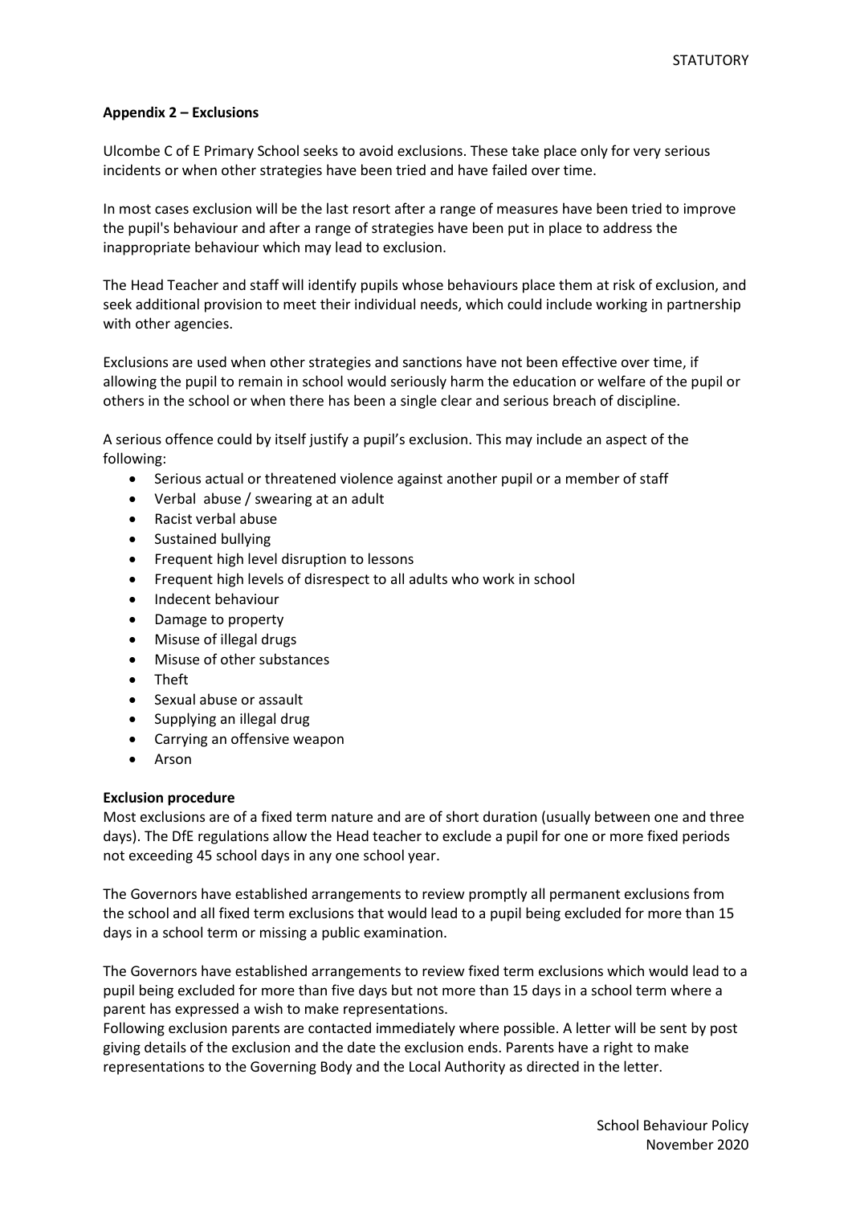## Appendix 2 – Exclusions

Ulcombe C of E Primary School seeks to avoid exclusions. These take place only for very serious incidents or when other strategies have been tried and have failed over time.

In most cases exclusion will be the last resort after a range of measures have been tried to improve the pupil's behaviour and after a range of strategies have been put in place to address the inappropriate behaviour which may lead to exclusion.

The Head Teacher and staff will identify pupils whose behaviours place them at risk of exclusion, and seek additional provision to meet their individual needs, which could include working in partnership with other agencies.

Exclusions are used when other strategies and sanctions have not been effective over time, if allowing the pupil to remain in school would seriously harm the education or welfare of the pupil or others in the school or when there has been a single clear and serious breach of discipline.

A serious offence could by itself justify a pupil's exclusion. This may include an aspect of the following:

- Serious actual or threatened violence against another pupil or a member of staff
- Verbal abuse / swearing at an adult
- Racist verbal abuse
- Sustained bullying
- Frequent high level disruption to lessons
- Frequent high levels of disrespect to all adults who work in school
- Indecent behaviour
- Damage to property
- Misuse of illegal drugs
- Misuse of other substances
- Theft
- Sexual abuse or assault
- Supplying an illegal drug
- Carrying an offensive weapon
- Arson

### Exclusion procedure

Most exclusions are of a fixed term nature and are of short duration (usually between one and three days). The DfE regulations allow the Head teacher to exclude a pupil for one or more fixed periods not exceeding 45 school days in any one school year.

The Governors have established arrangements to review promptly all permanent exclusions from the school and all fixed term exclusions that would lead to a pupil being excluded for more than 15 days in a school term or missing a public examination.

The Governors have established arrangements to review fixed term exclusions which would lead to a pupil being excluded for more than five days but not more than 15 days in a school term where a parent has expressed a wish to make representations.

Following exclusion parents are contacted immediately where possible. A letter will be sent by post giving details of the exclusion and the date the exclusion ends. Parents have a right to make representations to the Governing Body and the Local Authority as directed in the letter.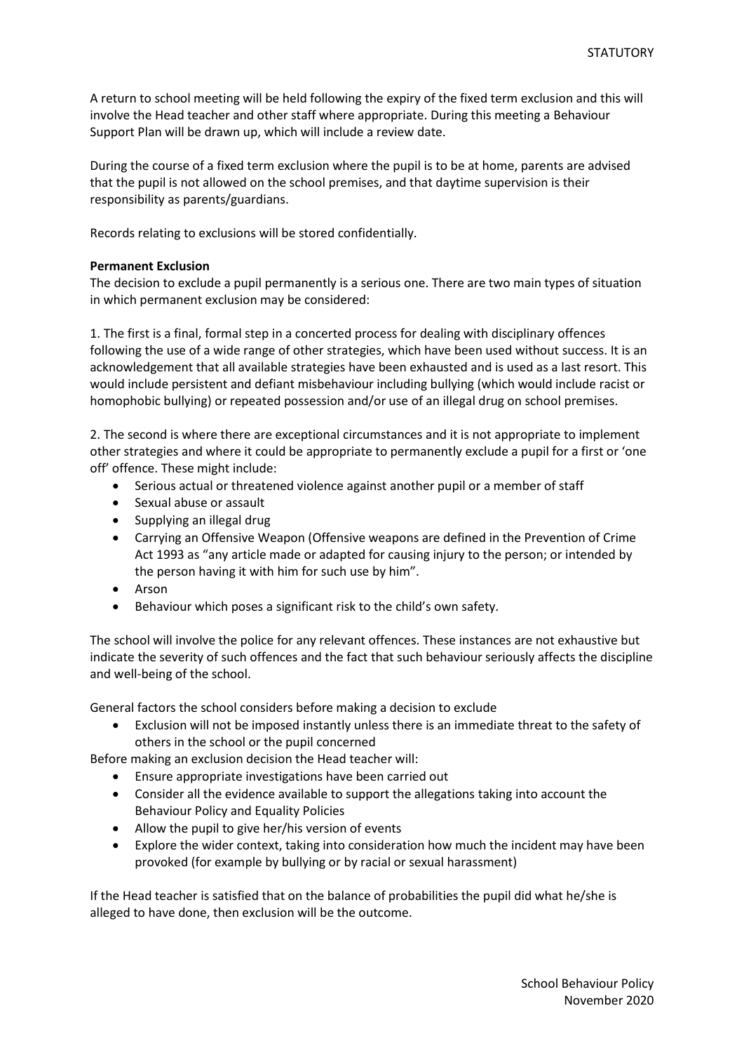A return to school meeting will be held following the expiry of the fixed term exclusion and this will involve the Head teacher and other staff where appropriate. During this meeting a Behaviour Support Plan will be drawn up, which will include a review date.

During the course of a fixed term exclusion where the pupil is to be at home, parents are advised that the pupil is not allowed on the school premises, and that daytime supervision is their responsibility as parents/guardians.

Records relating to exclusions will be stored confidentially.

**Permanent Exclusion**

The decision to exclude a pupil permanently is a serious one. There are two main types of situation in which permanent exclusion may be considered:

1. The first is a final, formal step in a concerted process for dealing with disciplinary offences following the use of a wide range of other strategies, which have been used without success. It is an acknowledgement that all available strategies have been exhausted and is used as a last resort. This would include persistent and defiant misbehaviour including bullying (which would include racist or homophobic bullying) or repeated possession and/or use of an illegal drug on school premises.

2. The second is where there are exceptional circumstances and it is not appropriate to implement other strategies and where it could be appropriate to permanently exclude a pupil for a first or 'one off' offence. These might include:

- Serious actual or threatened violence against another pupil or a member of staff
- Sexual abuse or assault
- Supplying an illegal drug
- Carrying an Offensive Weapon (Offensive weapons are defined in the Prevention of Crime Act 1993 as "any article made or adapted for causing injury to the person; or intended by the person having it with him for such use by him".
- Arson
- Behaviour which poses a significant risk to the child's own safety.

The school will involve the police for any relevant offences. These instances are not exhaustive but indicate the severity of such offences and the fact that such behaviour seriously affects the discipline and well-being of the school.

General factors the school considers before making a decision to exclude

- Exclusion will not be imposed instantly unless there is an immediate threat to the safety of others in the school or the pupil concerned

Before making an exclusion decision the Head teacher will:

- Ensure appropriate investigations have been carried out
- Consider all the evidence available to support the allegations taking into account the Behaviour Policy and Equality Policies
- Allow the pupil to give her/his version of events
- Explore the wider context, taking into consideration how much the incident may have been provoked (for example by bullying or by racial or sexual harassment)

If the Head teacher is satisfied that on the balance of probabilities the pupil did what he/she is alleged to have done, then exclusion will be the outcome.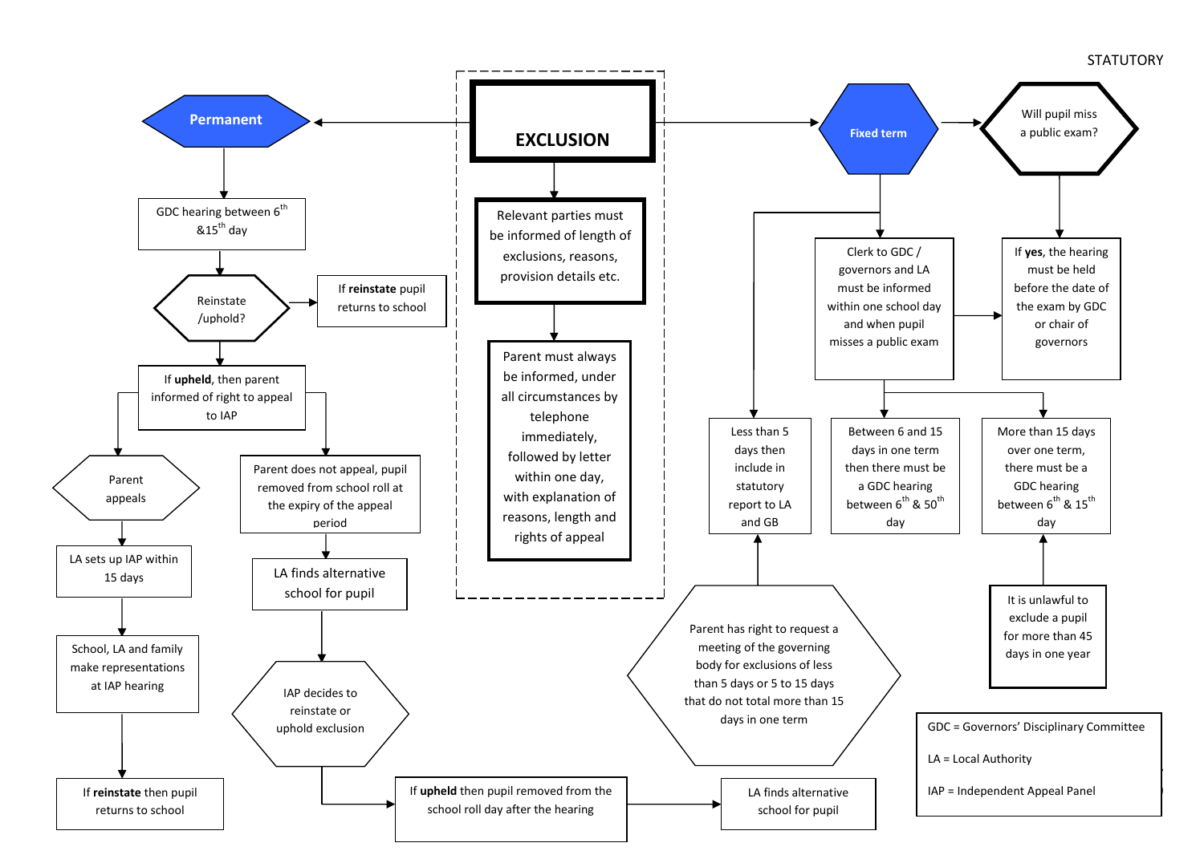STATUTORY

# EXCLUSION

- Relevant parties must be informed of length of exclusions, reasons, provision details etc.
- Parent must always be informed, under all circumstances by telephone immediately, followed by letter within one day, with explanation of reasons, length and rights of appeal

## Permanent

- GDC hearing between 6th &15th day
- Reinstate /uphold?
  - If **reinstate** pupil returns to school
  - If **upheld**, then parent informed of right to appeal to IAP
    - Parent appeals
      - LA sets up IAP within 15 days
      - School, LA and family make representations at IAP hearing
      - If **reinstate** then pupil returns to school
    - Parent does not appeal, pupil removed from school roll at the expiry of the appeal period
      - LA finds alternative school for pupil
      - IAP decides to reinstate or uphold exclusion
      - If **upheld** then pupil removed from the school roll day after the hearing
      - LA finds alternative school for pupil

## Fixed term

- Will pupil miss a public exam?
  - If **yes**, the hearing must be held before the date of the exam by GDC or chair of governors
- Clerk to GDC / governors and LA must be informed within one school day and when pupil misses a public exam
  - Between 6 and 15 days in one term then there must be a GDC hearing between 6th & 50th day
  - More than 15 days over one term, there must be a GDC hearing between 6th & 15th day
    - It is unlawful to exclude a pupil for more than 45 days in one year
- Less than 5 days then include in statutory report to LA and GB
  - Parent has right to request a meeting of the governing body for exclusions of less than 5 days or 5 to 15 days that do not total more than 15 days in one term

GDC = Governors' Disciplinary Committee

LA = Local Authority

IAP = Independent Appeal Panel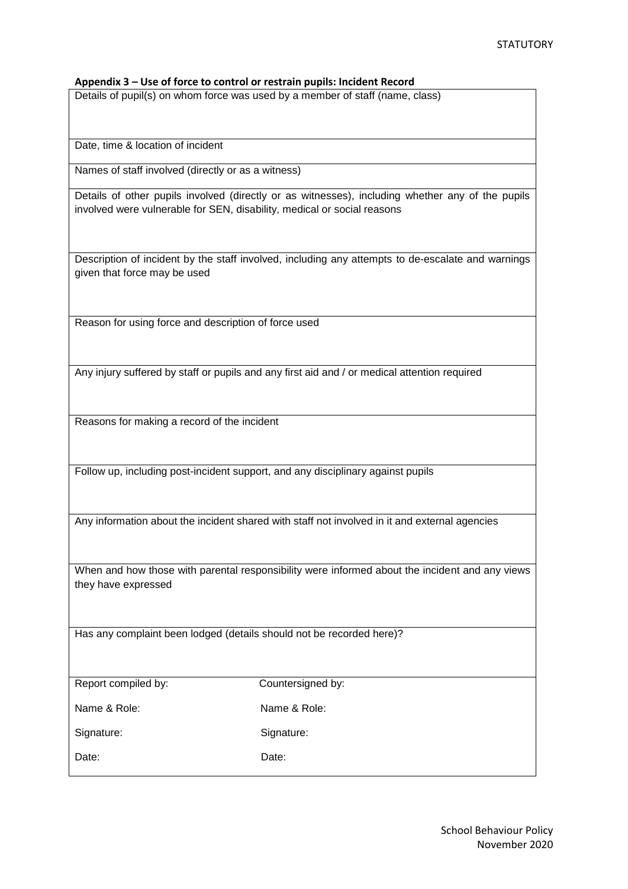**Appendix 3 – Use of force to control or restrain pupils: Incident Record**

| Details of pupil(s) on whom force was used by a member of staff (name, class) |
|---|
| Date, time & location of incident |
| Names of staff involved (directly or as a witness) |
| Details of other pupils involved (directly or as witnesses), including whether any of the pupils involved were vulnerable for SEN, disability, medical or social reasons |
| Description of incident by the staff involved, including any attempts to de-escalate and warnings given that force may be used |
| Reason for using force and description of force used |
| Any injury suffered by staff or pupils and any first aid and / or medical attention required |
| Reasons for making a record of the incident |
| Follow up, including post-incident support, and any disciplinary against pupils |
| Any information about the incident shared with staff not involved in it and external agencies |
| When and how those with parental responsibility were informed about the incident and any views they have expressed |
| Has any complaint been lodged (details should not be recorded here)? |

| Report compiled by: | Countersigned by: |
|---|---|
| Name & Role: | Name & Role: |
| Signature: | Signature: |
| Date: | Date: |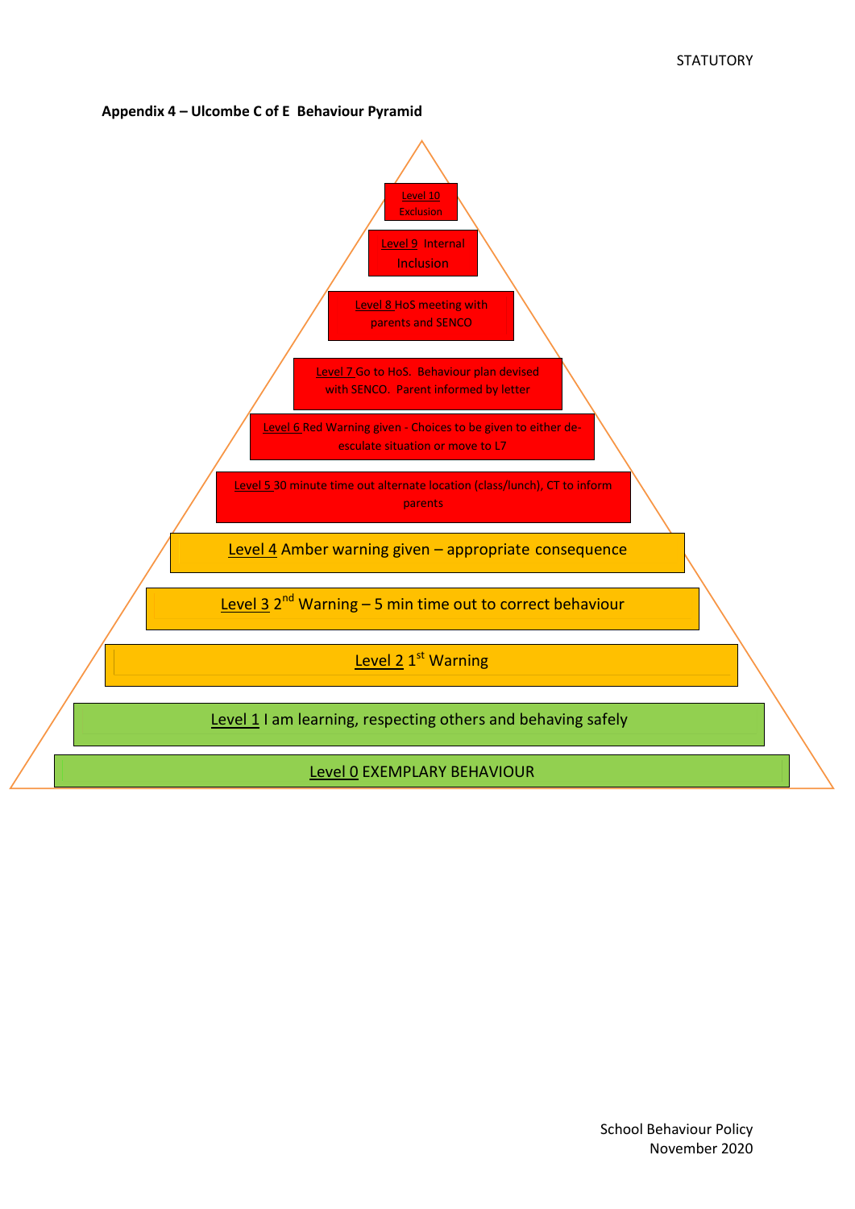**Appendix 4 – Ulcombe C of E Behaviour Pyramid**

- Level 10 Exclusion
- Level 9 Internal Inclusion
- Level 8 HoS meeting with parents and SENCO
- Level 7 Go to HoS. Behaviour plan devised with SENCO. Parent informed by letter
- Level 6 Red Warning given - Choices to be given to either de-esculate situation or move to L7
- Level 5 30 minute time out alternate location (class/lunch), CT to inform parents
- Level 4 Amber warning given – appropriate consequence
- Level 3 2nd Warning – 5 min time out to correct behaviour
- Level 2 1st Warning
- Level 1 I am learning, respecting others and behaving safely
- Level 0 EXEMPLARY BEHAVIOUR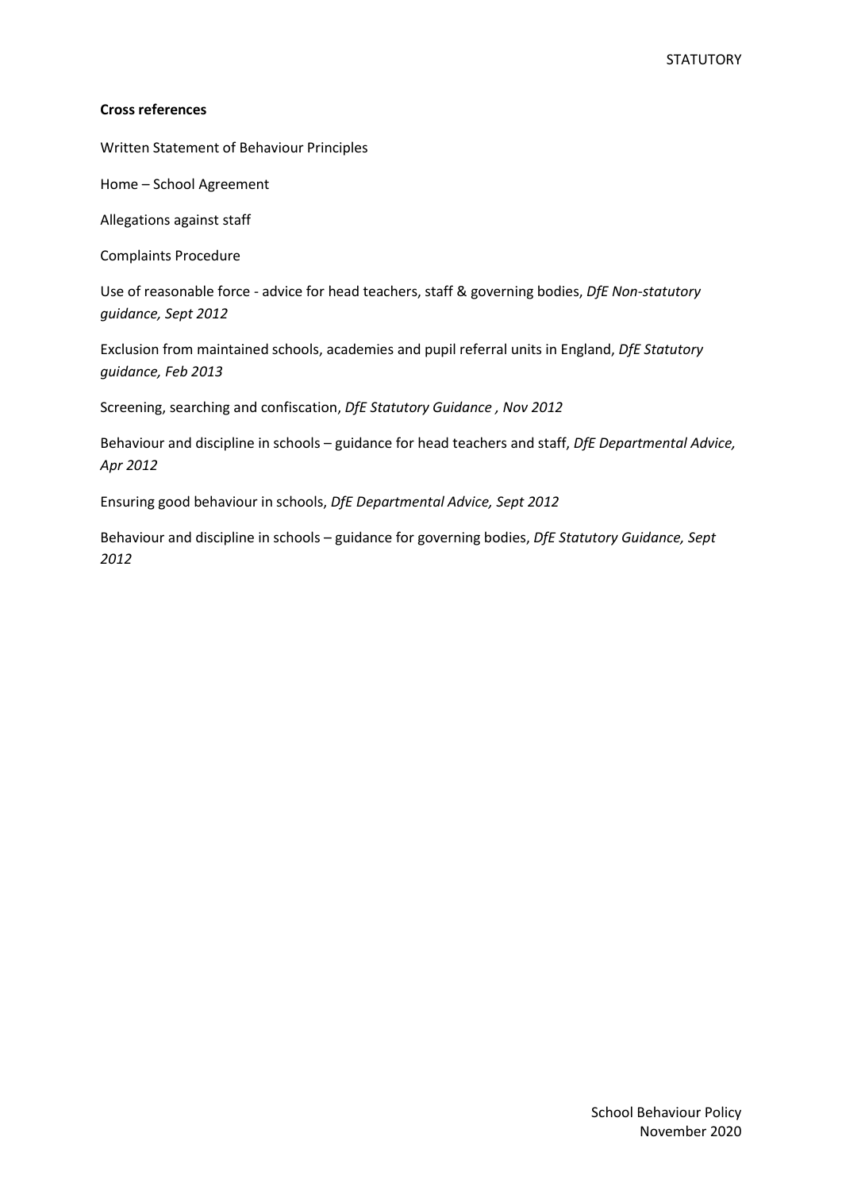**Cross references**

Written Statement of Behaviour Principles

Home – School Agreement

Allegations against staff

Complaints Procedure

Use of reasonable force - advice for head teachers, staff & governing bodies, *DfE Non-statutory guidance, Sept 2012*

Exclusion from maintained schools, academies and pupil referral units in England, *DfE Statutory guidance, Feb 2013*

Screening, searching and confiscation, *DfE Statutory Guidance , Nov 2012*

Behaviour and discipline in schools – guidance for head teachers and staff, *DfE Departmental Advice, Apr 2012*

Ensuring good behaviour in schools, *DfE Departmental Advice, Sept 2012*

Behaviour and discipline in schools – guidance for governing bodies, *DfE Statutory Guidance, Sept 2012*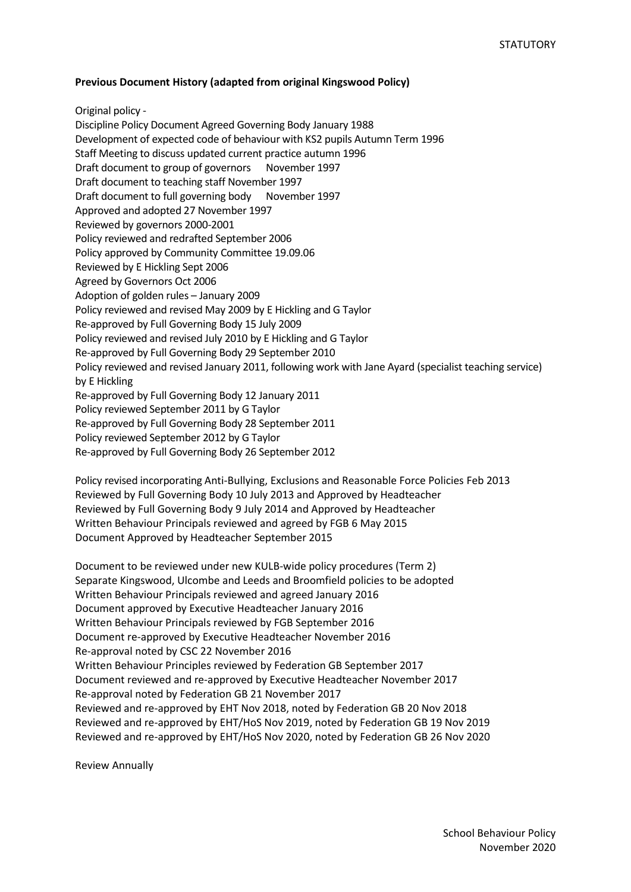**Previous Document History (adapted from original Kingswood Policy)**

Original policy -
Discipline Policy Document Agreed Governing Body January 1988
Development of expected code of behaviour with KS2 pupils Autumn Term 1996
Staff Meeting to discuss updated current practice autumn 1996
Draft document to group of governors November 1997
Draft document to teaching staff November 1997
Draft document to full governing body November 1997
Approved and adopted 27 November 1997
Reviewed by governors 2000-2001
Policy reviewed and redrafted September 2006
Policy approved by Community Committee 19.09.06
Reviewed by E Hickling Sept 2006
Agreed by Governors Oct 2006
Adoption of golden rules – January 2009
Policy reviewed and revised May 2009 by E Hickling and G Taylor
Re-approved by Full Governing Body 15 July 2009
Policy reviewed and revised July 2010 by E Hickling and G Taylor
Re-approved by Full Governing Body 29 September 2010
Policy reviewed and revised January 2011, following work with Jane Ayard (specialist teaching service) by E Hickling
Re-approved by Full Governing Body 12 January 2011
Policy reviewed September 2011 by G Taylor
Re-approved by Full Governing Body 28 September 2011
Policy reviewed September 2012 by G Taylor
Re-approved by Full Governing Body 26 September 2012

Policy revised incorporating Anti-Bullying, Exclusions and Reasonable Force Policies Feb 2013
Reviewed by Full Governing Body 10 July 2013 and Approved by Headteacher
Reviewed by Full Governing Body 9 July 2014 and Approved by Headteacher
Written Behaviour Principals reviewed and agreed by FGB 6 May 2015
Document Approved by Headteacher September 2015

Document to be reviewed under new KULB-wide policy procedures (Term 2)
Separate Kingswood, Ulcombe and Leeds and Broomfield policies to be adopted
Written Behaviour Principals reviewed and agreed January 2016
Document approved by Executive Headteacher January 2016
Written Behaviour Principals reviewed by FGB September 2016
Document re-approved by Executive Headteacher November 2016
Re-approval noted by CSC 22 November 2016
Written Behaviour Principles reviewed by Federation GB September 2017
Document reviewed and re-approved by Executive Headteacher November 2017
Re-approval noted by Federation GB 21 November 2017
Reviewed and re-approved by EHT Nov 2018, noted by Federation GB 20 Nov 2018
Reviewed and re-approved by EHT/HoS Nov 2019, noted by Federation GB 19 Nov 2019
Reviewed and re-approved by EHT/HoS Nov 2020, noted by Federation GB 26 Nov 2020

Review Annually